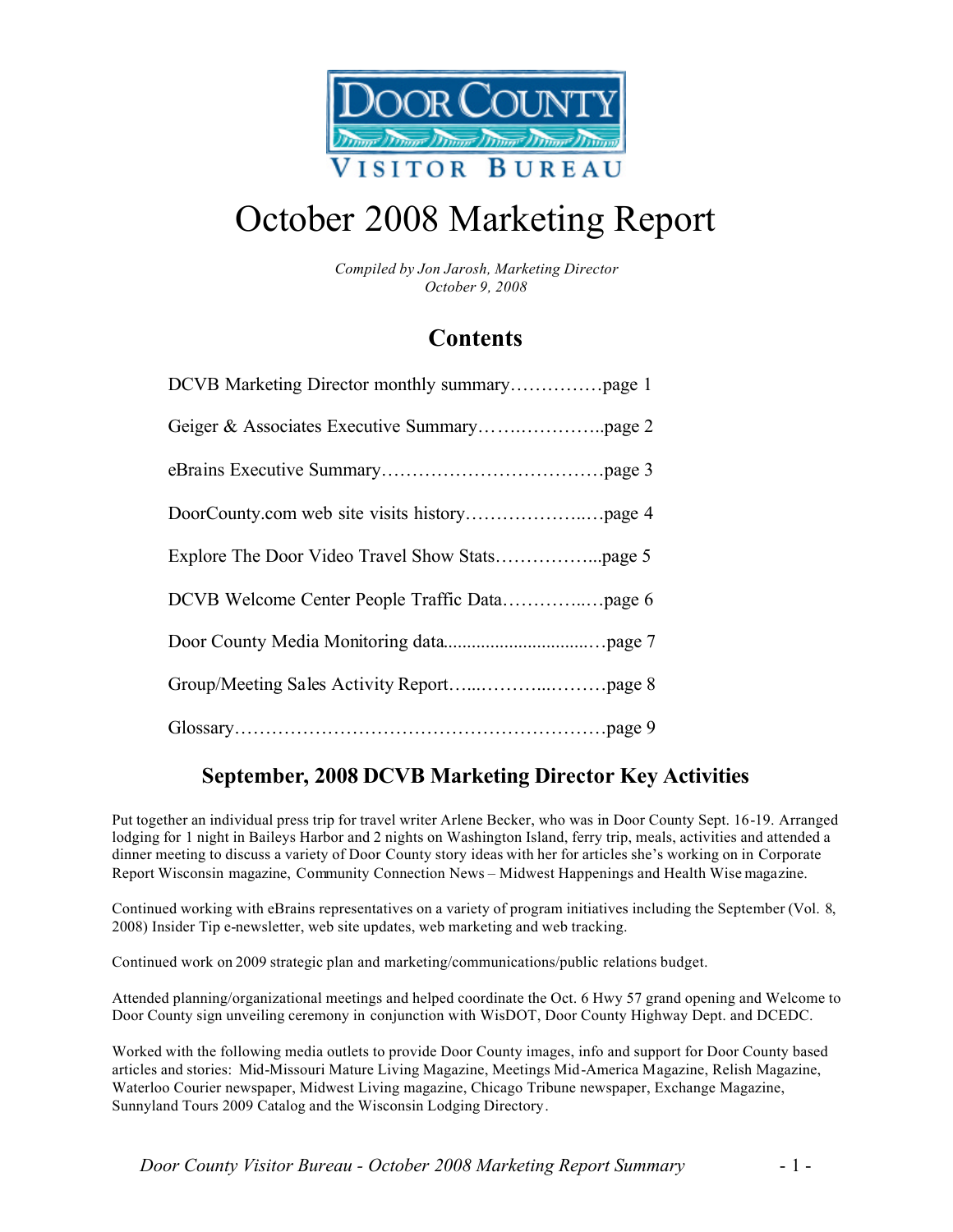Door County Visitor Bureau

# October 2008 Marketing Report

*Compiled by Jon Jarosh, Marketing Director*
*October 9, 2008*

## Contents

DCVB Marketing Director monthly summary……………page 1

Geiger & Associates Executive Summary…….…………..page 2

eBrains Executive Summary………………………………page 3

DoorCounty.com web site visits history………………..…page 4

Explore The Door Video Travel Show Stats……………...page 5

DCVB Welcome Center People Traffic Data…………..…page 6

Door County Media Monitoring data...............................…page 7

Group/Meeting Sales Activity Report…...………...………page 8

Glossary……………………………………………………page 9

## September, 2008 DCVB Marketing Director Key Activities

Put together an individual press trip for travel writer Arlene Becker, who was in Door County Sept. 16-19. Arranged lodging for 1 night in Baileys Harbor and 2 nights on Washington Island, ferry trip, meals, activities and attended a dinner meeting to discuss a variety of Door County story ideas with her for articles she's working on in Corporate Report Wisconsin magazine, Community Connection News – Midwest Happenings and Health Wise magazine.

Continued working with eBrains representatives on a variety of program initiatives including the September (Vol. 8, 2008) Insider Tip e-newsletter, web site updates, web marketing and web tracking.

Continued work on 2009 strategic plan and marketing/communications/public relations budget.

Attended planning/organizational meetings and helped coordinate the Oct. 6 Hwy 57 grand opening and Welcome to Door County sign unveiling ceremony in conjunction with WisDOT, Door County Highway Dept. and DCEDC.

Worked with the following media outlets to provide Door County images, info and support for Door County based articles and stories: Mid-Missouri Mature Living Magazine, Meetings Mid-America Magazine, Relish Magazine, Waterloo Courier newspaper, Midwest Living magazine, Chicago Tribune newspaper, Exchange Magazine, Sunnyland Tours 2009 Catalog and the Wisconsin Lodging Directory.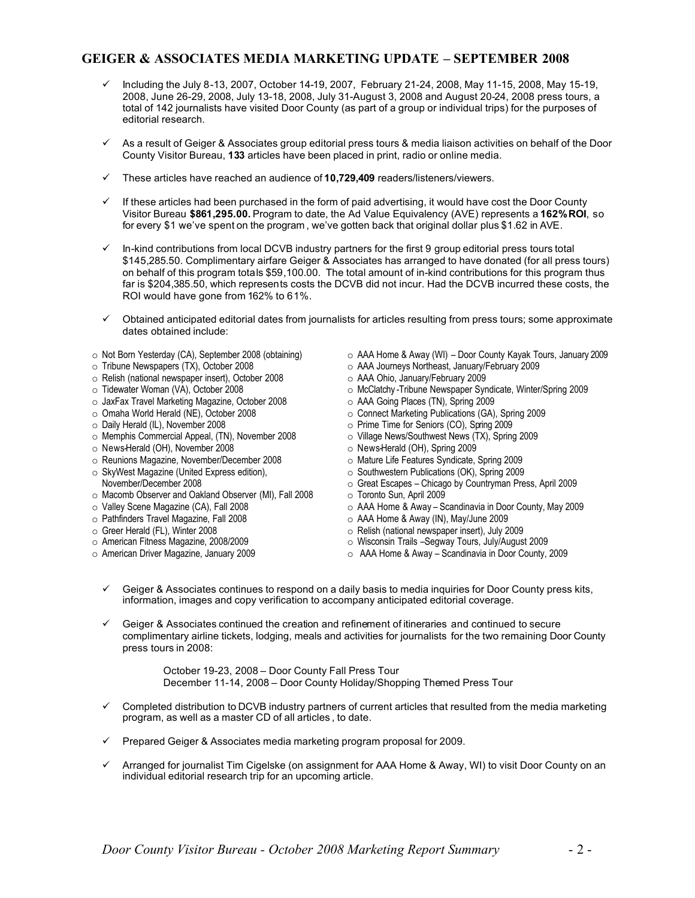## GEIGER & ASSOCIATES MEDIA MARKETING UPDATE – SEPTEMBER 2008

- ✓ Including the July 8-13, 2007, October 14-19, 2007, February 21-24, 2008, May 11-15, 2008, May 15-19, 2008, June 26-29, 2008, July 13-18, 2008, July 31-August 3, 2008 and August 20-24, 2008 press tours, a total of 142 journalists have visited Door County (as part of a group or individual trips) for the purposes of editorial research.

- ✓ As a result of Geiger & Associates group editorial press tours & media liaison activities on behalf of the Door County Visitor Bureau, **133** articles have been placed in print, radio or online media.

- ✓ These articles have reached an audience of **10,729,409** readers/listeners/viewers.

- ✓ If these articles had been purchased in the form of paid advertising, it would have cost the Door County Visitor Bureau **$861,295.00.** Program to date, the Ad Value Equivalency (AVE) represents a **162% ROI**, so for every $1 we've spent on the program, we've gotten back that original dollar plus $1.62 in AVE.

- ✓ In-kind contributions from local DCVB industry partners for the first 9 group editorial press tours total $145,285.50. Complimentary airfare Geiger & Associates has arranged to have donated (for all press tours) on behalf of this program totals $59,100.00. The total amount of in-kind contributions for this program thus far is $204,385.50, which represents costs the DCVB did not incur. Had the DCVB incurred these costs, the ROI would have gone from 162% to 61%.

- ✓ Obtained anticipated editorial dates from journalists for articles resulting from press tours; some approximate dates obtained include:

  - Not Born Yesterday (CA), September 2008 (obtaining)
  - Tribune Newspapers (TX), October 2008
  - Relish (national newspaper insert), October 2008
  - Tidewater Woman (VA), October 2008
  - JaxFax Travel Marketing Magazine, October 2008
  - Omaha World Herald (NE), October 2008
  - Daily Herald (IL), November 2008
  - Memphis Commercial Appeal, (TN), November 2008
  - News-Herald (OH), November 2008
  - Reunions Magazine, November/December 2008
  - SkyWest Magazine (United Express edition), November/December 2008
  - Macomb Observer and Oakland Observer (MI), Fall 2008
  - Valley Scene Magazine (CA), Fall 2008
  - Pathfinders Travel Magazine, Fall 2008
  - Greer Herald (FL), Winter 2008
  - American Fitness Magazine, 2008/2009
  - American Driver Magazine, January 2009
  - AAA Home & Away (WI) – Door County Kayak Tours, January 2009
  - AAA Journeys Northeast, January/February 2009
  - AAA Ohio, January/February 2009
  - McClatchy-Tribune Newspaper Syndicate, Winter/Spring 2009
  - AAA Going Places (TN), Spring 2009
  - Connect Marketing Publications (GA), Spring 2009
  - Prime Time for Seniors (CO), Spring 2009
  - Village News/Southwest News (TX), Spring 2009
  - News-Herald (OH), Spring 2009
  - Mature Life Features Syndicate, Spring 2009
  - Southwestern Publications (OK), Spring 2009
  - Great Escapes – Chicago by Countryman Press, April 2009
  - Toronto Sun, April 2009
  - AAA Home & Away – Scandinavia in Door County, May 2009
  - AAA Home & Away (IN), May/June 2009
  - Relish (national newspaper insert), July 2009
  - Wisconsin Trails – Segway Tours, July/August 2009
  - AAA Home & Away – Scandinavia in Door County, 2009

- ✓ Geiger & Associates continues to respond on a daily basis to media inquiries for Door County press kits, information, images and copy verification to accompany anticipated editorial coverage.

- ✓ Geiger & Associates continued the creation and refinement of itineraries and continued to secure complimentary airline tickets, lodging, meals and activities for journalists for the two remaining Door County press tours in 2008:

  October 19-23, 2008 – Door County Fall Press Tour
  December 11-14, 2008 – Door County Holiday/Shopping Themed Press Tour

- ✓ Completed distribution to DCVB industry partners of current articles that resulted from the media marketing program, as well as a master CD of all articles, to date.

- ✓ Prepared Geiger & Associates media marketing program proposal for 2009.

- ✓ Arranged for journalist Tim Cigelske (on assignment for AAA Home & Away, WI) to visit Door County on an individual editorial research trip for an upcoming article.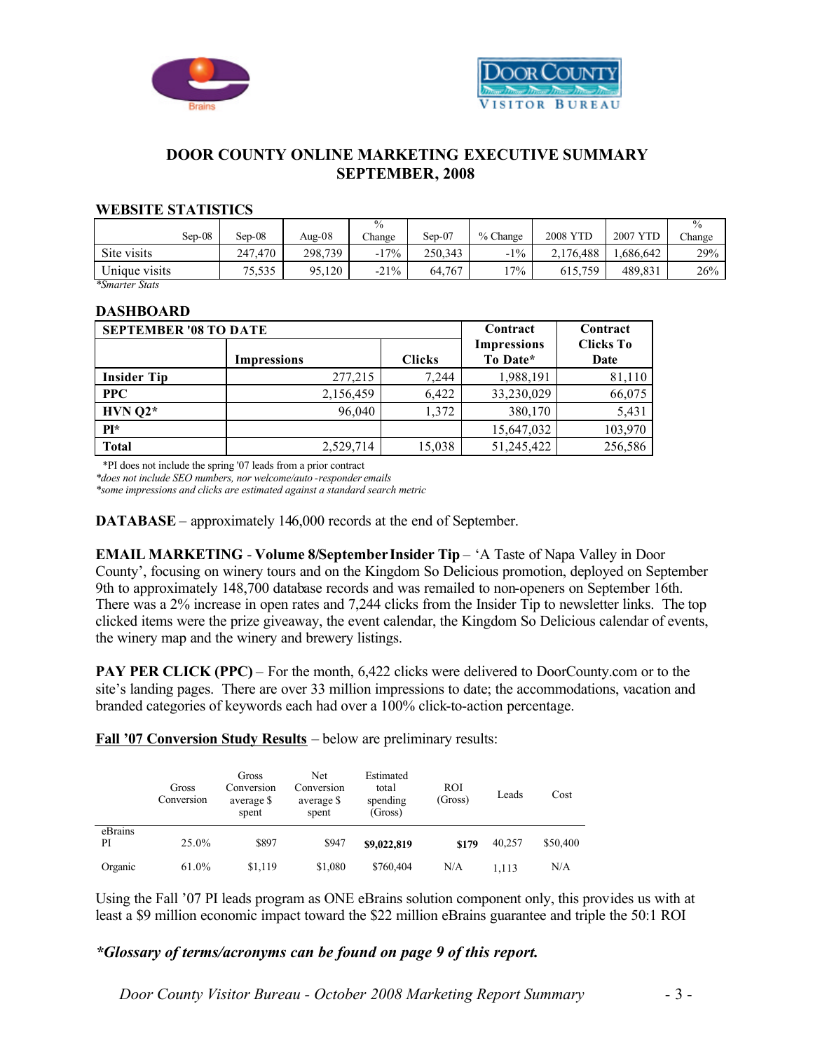# DOOR COUNTY ONLINE MARKETING EXECUTIVE SUMMARY
## SEPTEMBER, 2008

### WEBSITE STATISTICS

| Sep-08 | Sep-08 | Aug-08 | % Change | Sep-07 | % Change | 2008 YTD | 2007 YTD | % Change |
|---|---|---|---|---|---|---|---|---|
| Site visits | 247,470 | 298,739 | -17% | 250,343 | -1% | 2,176,488 | 1,686,642 | 29% |
| Unique visits | 75,535 | 95,120 | -21% | 64,767 | 17% | 615,759 | 489,831 | 26% |

*Smarter Stats

### DASHBOARD

| SEPTEMBER '08 TO DATE | Impressions | Clicks | Contract Impressions To Date* | Contract Clicks To Date |
|---|---|---|---|---|
| **Insider Tip** | 277,215 | 7,244 | 1,988,191 | 81,110 |
| **PPC** | 2,156,459 | 6,422 | 33,230,029 | 66,075 |
| **HVN Q2*** | 96,040 | 1,372 | 380,170 | 5,431 |
| **PI*** | | | 15,647,032 | 103,970 |
| **Total** | 2,529,714 | 15,038 | 51,245,422 | 256,586 |

*PI does not include the spring '07 leads from a prior contract
*does not include SEO numbers, nor welcome/auto-responder emails*
*some impressions and clicks are estimated against a standard search metric*

**DATABASE** – approximately 146,000 records at the end of September.

**EMAIL MARKETING - Volume 8/September Insider Tip** – 'A Taste of Napa Valley in Door County', focusing on winery tours and on the Kingdom So Delicious promotion, deployed on September 9th to approximately 148,700 database records and was remailed to non-openers on September 16th. There was a 2% increase in open rates and 7,244 clicks from the Insider Tip to newsletter links. The top clicked items were the prize giveaway, the event calendar, the Kingdom So Delicious calendar of events, the winery map and the winery and brewery listings.

**PAY PER CLICK (PPC)** – For the month, 6,422 clicks were delivered to DoorCounty.com or to the site's landing pages. There are over 33 million impressions to date; the accommodations, vacation and branded categories of keywords each had over a 100% click-to-action percentage.

**<u>Fall '07 Conversion Study Results</u>** – below are preliminary results:

| | Gross Conversion | Gross Conversion average $ spent | Net Conversion average $ spent | Estimated total spending (Gross) | ROI (Gross) | Leads | Cost |
|---|---|---|---|---|---|---|---|
| eBrains PI | 25.0% | $897 | $947 | **$9,022,819** | **$179** | 40,257 | $50,400 |
| Organic | 61.0% | $1,119 | $1,080 | $760,404 | N/A | 1,113 | N/A |

Using the Fall '07 PI leads program as ONE eBrains solution component only, this provides us with at least a $9 million economic impact toward the $22 million eBrains guarantee and triple the 50:1 ROI

***Glossary of terms/acronyms can be found on page 9 of this report.***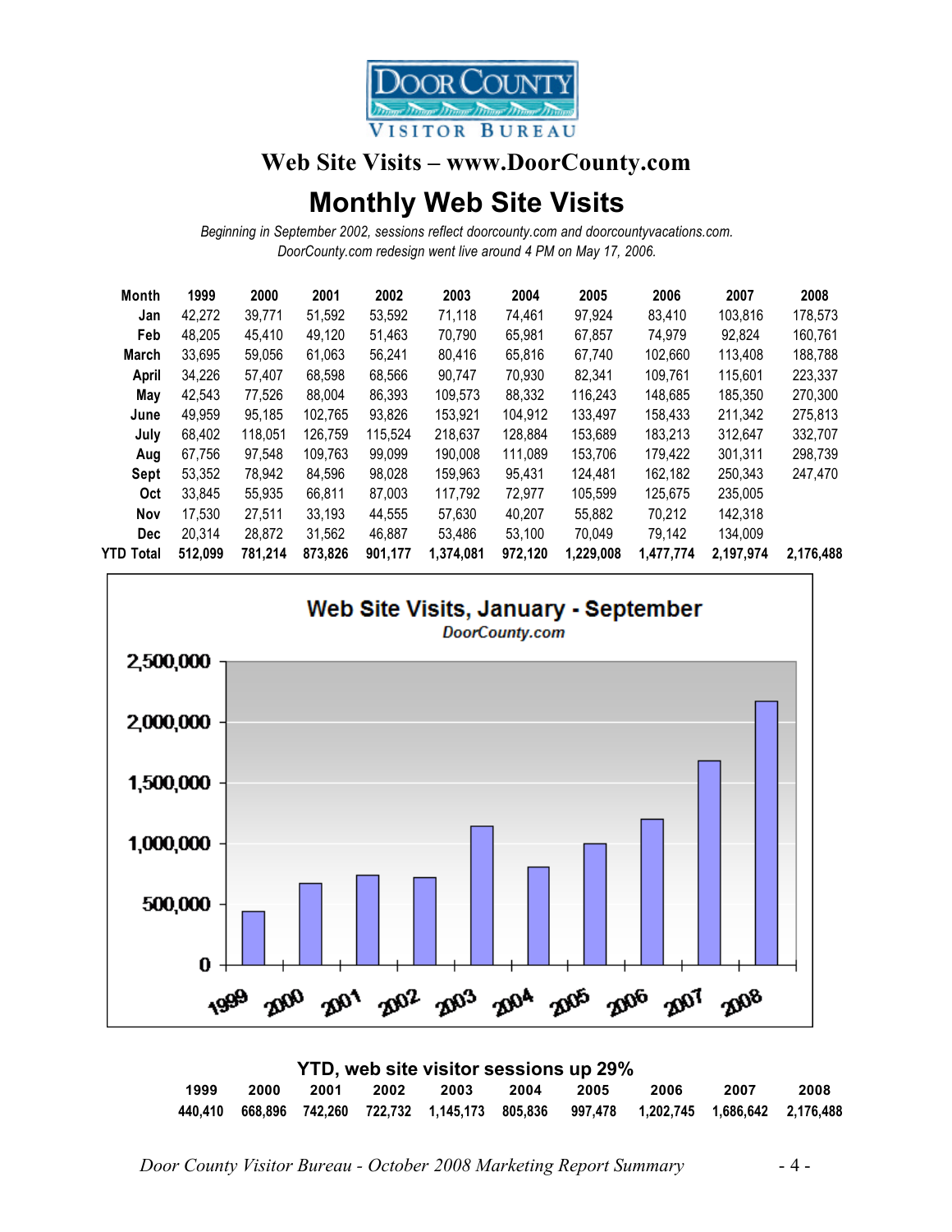DOOR COUNTY VISITOR BUREAU

## Web Site Visits – www.DoorCounty.com

# Monthly Web Site Visits

*Beginning in September 2002, sessions reflect doorcounty.com and doorcountyvacations.com.*
*DoorCounty.com redesign went live around 4 PM on May 17, 2006.*

| Month | 1999 | 2000 | 2001 | 2002 | 2003 | 2004 | 2005 | 2006 | 2007 | 2008 |
|---|---|---|---|---|---|---|---|---|---|---|
| Jan | 42,272 | 39,771 | 51,592 | 53,592 | 71,118 | 74,461 | 97,924 | 83,410 | 103,816 | 178,573 |
| Feb | 48,205 | 45,410 | 49,120 | 51,463 | 70,790 | 65,981 | 67,857 | 74,979 | 92,824 | 160,761 |
| March | 33,695 | 59,056 | 61,063 | 56,241 | 80,416 | 65,816 | 67,740 | 102,660 | 113,408 | 188,788 |
| April | 34,226 | 57,407 | 68,598 | 68,566 | 90,747 | 70,930 | 82,341 | 109,761 | 115,601 | 223,337 |
| May | 42,543 | 77,526 | 88,004 | 86,393 | 109,573 | 88,332 | 116,243 | 148,685 | 185,350 | 270,300 |
| June | 49,959 | 95,185 | 102,765 | 93,826 | 153,921 | 104,912 | 133,497 | 158,433 | 211,342 | 275,813 |
| July | 68,402 | 118,051 | 126,759 | 115,524 | 218,637 | 128,884 | 153,689 | 183,213 | 312,647 | 332,707 |
| Aug | 67,756 | 97,548 | 109,763 | 99,099 | 190,008 | 111,089 | 153,706 | 179,422 | 301,311 | 298,739 |
| Sept | 53,352 | 78,942 | 84,596 | 98,028 | 159,963 | 95,431 | 124,481 | 162,182 | 250,343 | 247,470 |
| Oct | 33,845 | 55,935 | 66,811 | 87,003 | 117,792 | 72,977 | 105,599 | 125,675 | 235,005 | |
| Nov | 17,530 | 27,511 | 33,193 | 44,555 | 57,630 | 40,207 | 55,882 | 70,212 | 142,318 | |
| Dec | 20,314 | 28,872 | 31,562 | 46,887 | 53,486 | 53,100 | 70,049 | 79,142 | 134,009 | |
| **YTD Total** | **512,099** | **781,214** | **873,826** | **901,177** | **1,374,081** | **972,120** | **1,229,008** | **1,477,774** | **2,197,974** | **2,176,488** |

**Web Site Visits, January - September**
*DoorCounty.com*

### YTD, web site visitor sessions up 29%

| 1999 | 2000 | 2001 | 2002 | 2003 | 2004 | 2005 | 2006 | 2007 | 2008 |
|---|---|---|---|---|---|---|---|---|---|
| 440,410 | 668,896 | 742,260 | 722,732 | 1,145,173 | 805,836 | 997,478 | 1,202,745 | 1,686,642 | 2,176,488 |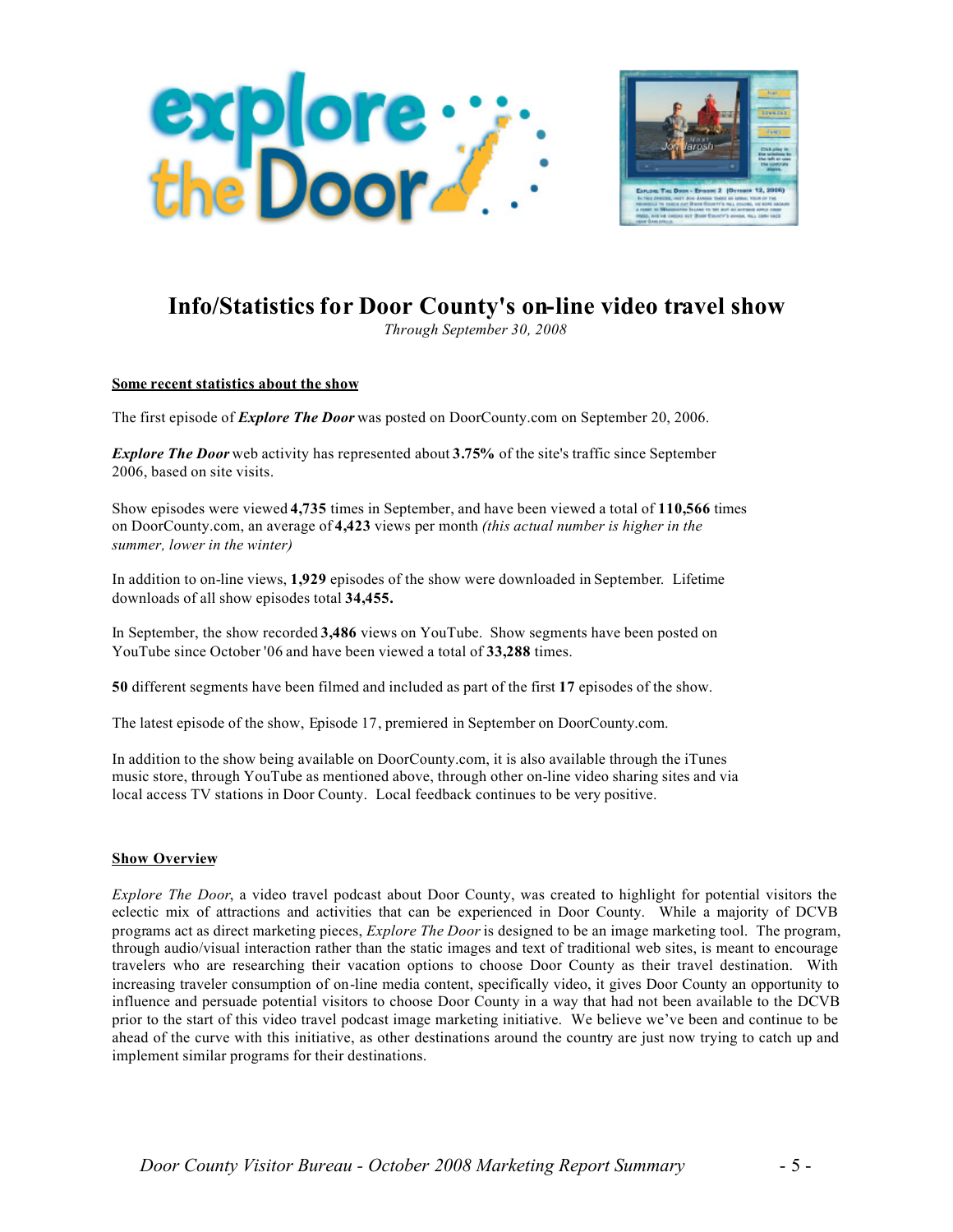# Info/Statistics for Door County's on-line video travel show

*Through September 30, 2008*

**Some recent statistics about the show**

The first episode of ***Explore The Door*** was posted on DoorCounty.com on September 20, 2006.

***Explore The Door*** web activity has represented about **3.75%** of the site's traffic since September 2006, based on site visits.

Show episodes were viewed **4,735** times in September, and have been viewed a total of **110,566** times on DoorCounty.com, an average of **4,423** views per month *(this actual number is higher in the summer, lower in the winter)*

In addition to on-line views, **1,929** episodes of the show were downloaded in September. Lifetime downloads of all show episodes total **34,455.**

In September, the show recorded **3,486** views on YouTube. Show segments have been posted on YouTube since October '06 and have been viewed a total of **33,288** times.

**50** different segments have been filmed and included as part of the first **17** episodes of the show.

The latest episode of the show, Episode 17, premiered in September on DoorCounty.com.

In addition to the show being available on DoorCounty.com, it is also available through the iTunes music store, through YouTube as mentioned above, through other on-line video sharing sites and via local access TV stations in Door County. Local feedback continues to be very positive.

**Show Overview**

*Explore The Door*, a video travel podcast about Door County, was created to highlight for potential visitors the eclectic mix of attractions and activities that can be experienced in Door County. While a majority of DCVB programs act as direct marketing pieces, *Explore The Door* is designed to be an image marketing tool. The program, through audio/visual interaction rather than the static images and text of traditional web sites, is meant to encourage travelers who are researching their vacation options to choose Door County as their travel destination. With increasing traveler consumption of on-line media content, specifically video, it gives Door County an opportunity to influence and persuade potential visitors to choose Door County in a way that had not been available to the DCVB prior to the start of this video travel podcast image marketing initiative. We believe we've been and continue to be ahead of the curve with this initiative, as other destinations around the country are just now trying to catch up and implement similar programs for their destinations.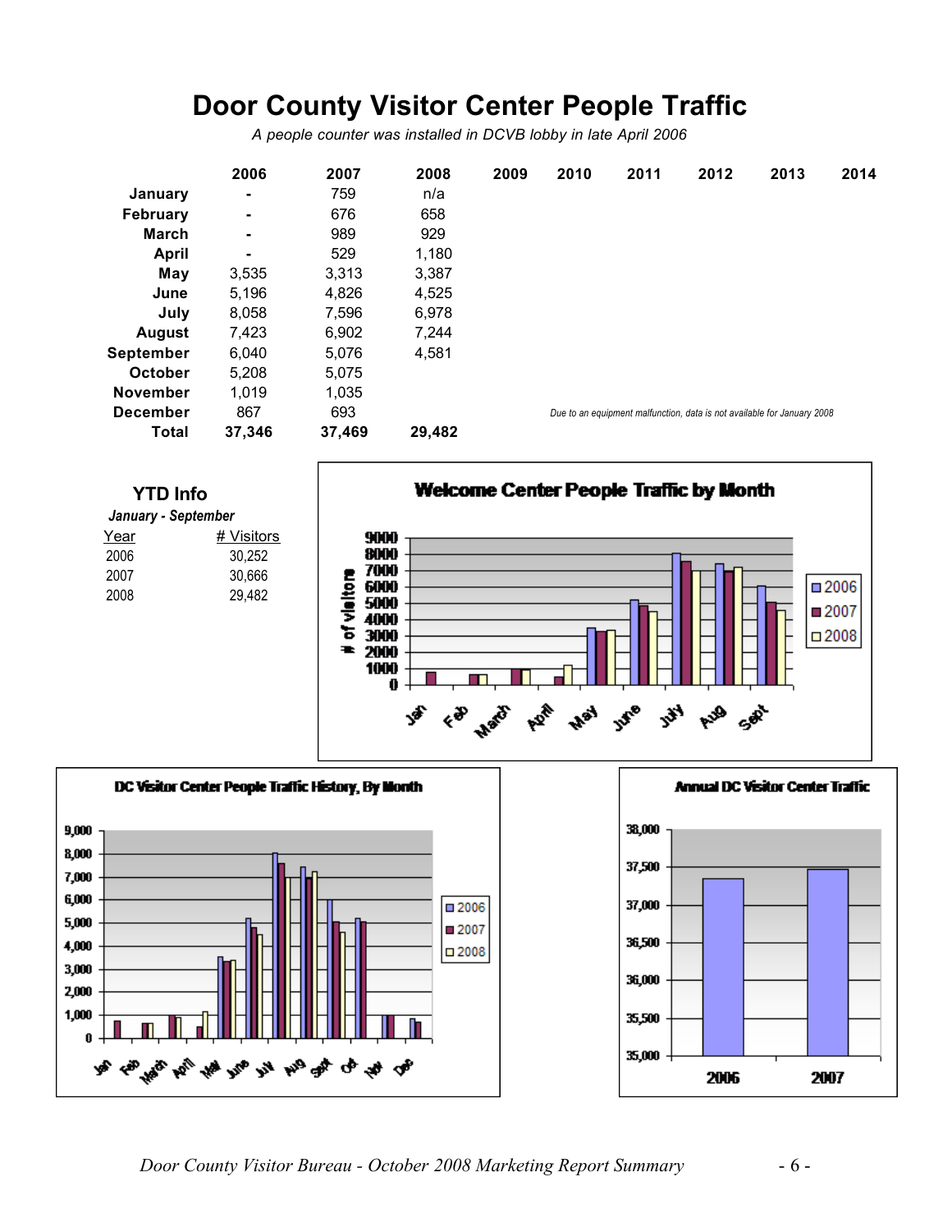# Door County Visitor Center People Traffic

*A people counter was installed in DCVB lobby in late April 2006*

| | 2006 | 2007 | 2008 | 2009 | 2010 | 2011 | 2012 | 2013 | 2014 |
|---|---|---|---|---|---|---|---|---|---|
| **January** | - | 759 | n/a | | | | | | |
| **February** | - | 676 | 658 | | | | | | |
| **March** | - | 989 | 929 | | | | | | |
| **April** | - | 529 | 1,180 | | | | | | |
| **May** | 3,535 | 3,313 | 3,387 | | | | | | |
| **June** | 5,196 | 4,826 | 4,525 | | | | | | |
| **July** | 8,058 | 7,596 | 6,978 | | | | | | |
| **August** | 7,423 | 6,902 | 7,244 | | | | | | |
| **September** | 6,040 | 5,076 | 4,581 | | | | | | |
| **October** | 5,208 | 5,075 | | | | | | | |
| **November** | 1,019 | 1,035 | | | | | | | |
| **December** | 867 | 693 | | | | | | | |
| **Total** | **37,346** | **37,469** | **29,482** | | | | | | |

*Due to an equipment malfunction, data is not available for January 2008*

## YTD Info

***January - September***

| Year | # Visitors |
|---|---|
| 2006 | 30,252 |
| 2007 | 30,666 |
| 2008 | 29,482 |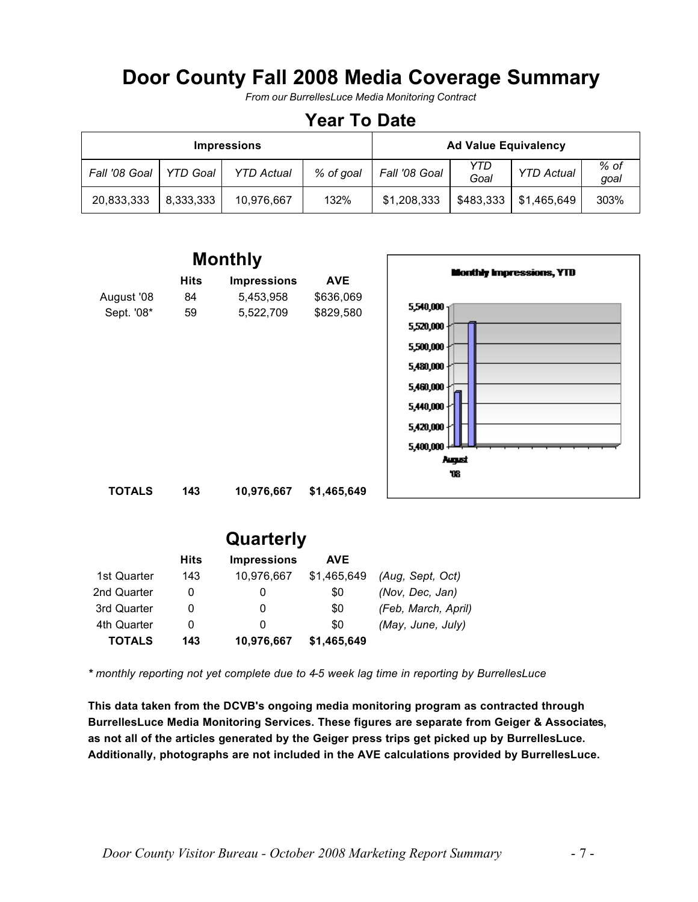# Door County Fall 2008 Media Coverage Summary

*From our BurrellesLuce Media Monitoring Contract*

## Year To Date

| Impressions | | | | Ad Value Equivalency | | | |
|---|---|---|---|---|---|---|---|
| *Fall '08 Goal* | *YTD Goal* | *YTD Actual* | *% of goal* | *Fall '08 Goal* | *YTD Goal* | *YTD Actual* | *% of goal* |
| 20,833,333 | 8,333,333 | 10,976,667 | 132% | $1,208,333 | $483,333 | $1,465,649 | 303% |

## Monthly

| | Hits | Impressions | AVE |
|---|---|---|---|
| August '08 | 84 | 5,453,958 | $636,069 |
| Sept. '08* | 59 | 5,522,709 | $829,580 |
| **TOTALS** | **143** | **10,976,667** | **$1,465,649** |

## Quarterly

| | Hits | Impressions | AVE | |
|---|---|---|---|---|
| 1st Quarter | 143 | 10,976,667 | $1,465,649 | *(Aug, Sept, Oct)* |
| 2nd Quarter | 0 | 0 | $0 | *(Nov, Dec, Jan)* |
| 3rd Quarter | 0 | 0 | $0 | *(Feb, March, April)* |
| 4th Quarter | 0 | 0 | $0 | *(May, June, July)* |
| **TOTALS** | **143** | **10,976,667** | **$1,465,649** | |

***** *monthly reporting not yet complete due to 4-5 week lag time in reporting by BurrellesLuce*

**This data taken from the DCVB's ongoing media monitoring program as contracted through BurrellesLuce Media Monitoring Services. These figures are separate from Geiger & Associates, as not all of the articles generated by the Geiger press trips get picked up by BurrellesLuce. Additionally, photographs are not included in the AVE calculations provided by BurrellesLuce.**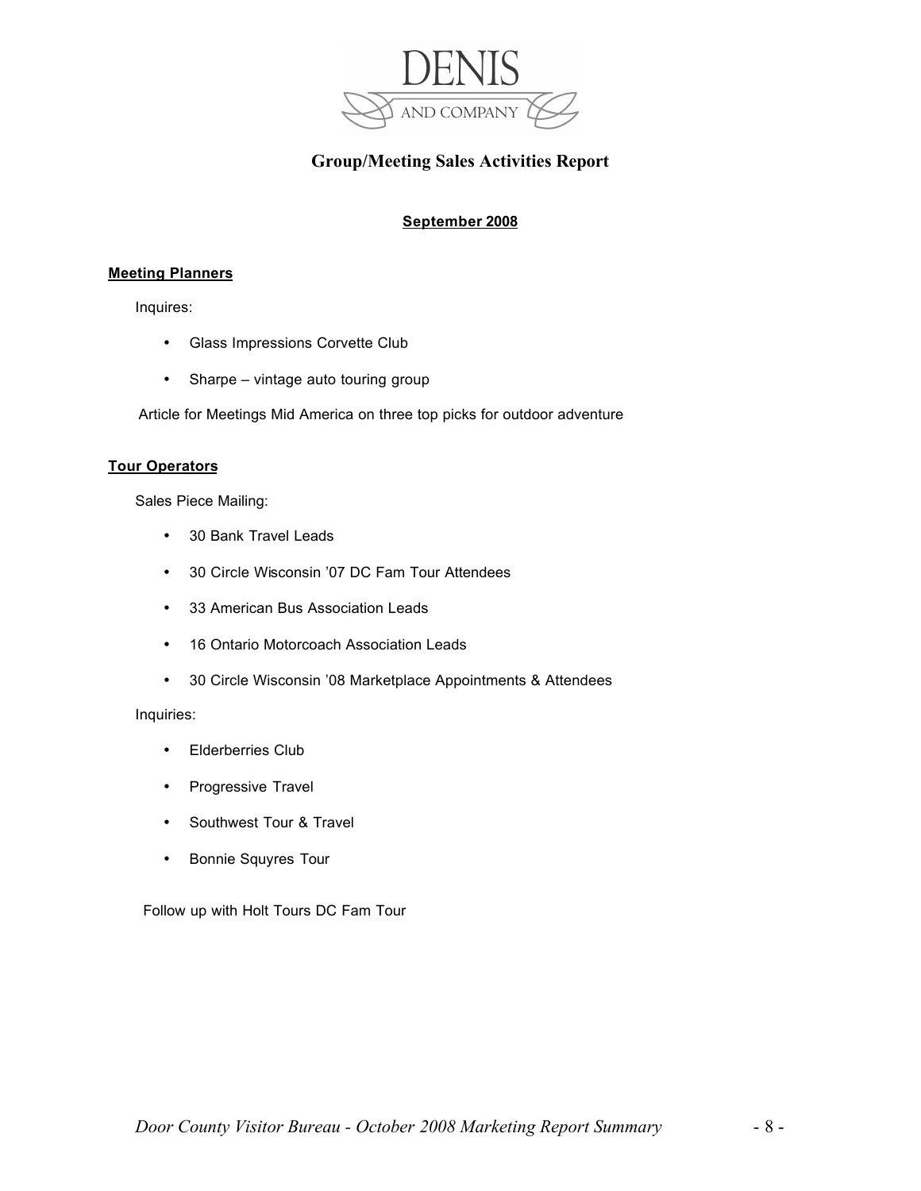DENIS
AND COMPANY

## Group/Meeting Sales Activities Report

**September 2008**

**Meeting Planners**

Inquires:

- Glass Impressions Corvette Club
- Sharpe – vintage auto touring group

Article for Meetings Mid America on three top picks for outdoor adventure

**Tour Operators**

Sales Piece Mailing:

- 30 Bank Travel Leads
- 30 Circle Wisconsin '07 DC Fam Tour Attendees
- 33 American Bus Association Leads
- 16 Ontario Motorcoach Association Leads
- 30 Circle Wisconsin '08 Marketplace Appointments & Attendees

Inquiries:

- Elderberries Club
- Progressive Travel
- Southwest Tour & Travel
- Bonnie Squyres Tour

Follow up with Holt Tours DC Fam Tour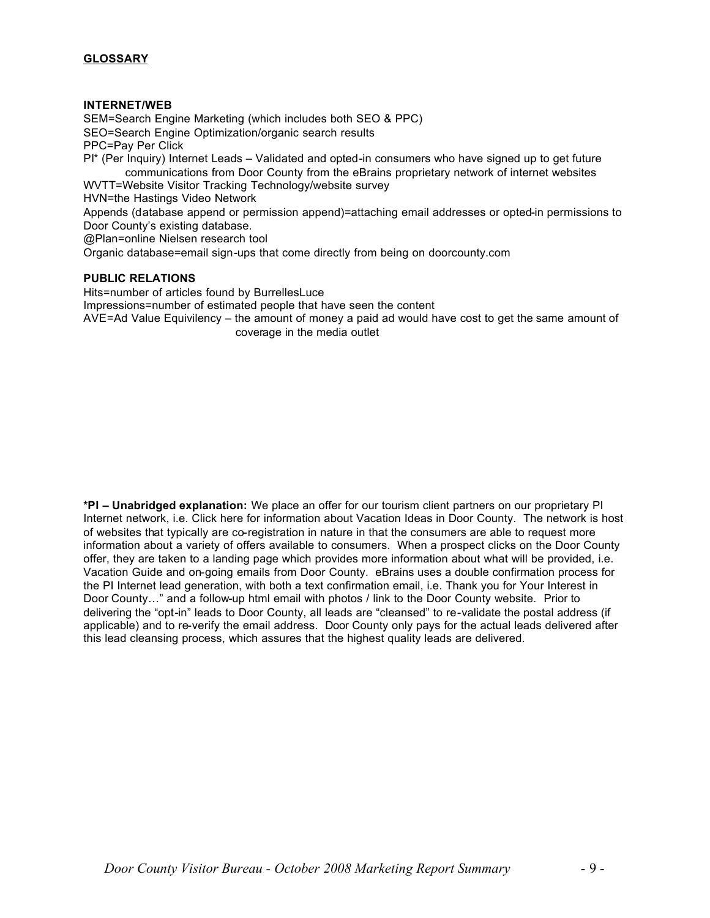## GLOSSARY

### INTERNET/WEB

SEM=Search Engine Marketing (which includes both SEO & PPC)

SEO=Search Engine Optimization/organic search results

PPC=Pay Per Click

PI* (Per Inquiry) Internet Leads – Validated and opted-in consumers who have signed up to get future communications from Door County from the eBrains proprietary network of internet websites

WVTT=Website Visitor Tracking Technology/website survey

HVN=the Hastings Video Network

Appends (database append or permission append)=attaching email addresses or opted-in permissions to Door County's existing database.

@Plan=online Nielsen research tool

Organic database=email sign-ups that come directly from being on doorcounty.com

### PUBLIC RELATIONS

Hits=number of articles found by BurrellesLuce

Impressions=number of estimated people that have seen the content

AVE=Ad Value Equivilency – the amount of money a paid ad would have cost to get the same amount of coverage in the media outlet

**\*PI – Unabridged explanation:** We place an offer for our tourism client partners on our proprietary PI Internet network, i.e. Click here for information about Vacation Ideas in Door County. The network is host of websites that typically are co-registration in nature in that the consumers are able to request more information about a variety of offers available to consumers. When a prospect clicks on the Door County offer, they are taken to a landing page which provides more information about what will be provided, i.e. Vacation Guide and on-going emails from Door County. eBrains uses a double confirmation process for the PI Internet lead generation, with both a text confirmation email, i.e. Thank you for Your Interest in Door County…" and a follow-up html email with photos / link to the Door County website. Prior to delivering the "opt-in" leads to Door County, all leads are "cleansed" to re-validate the postal address (if applicable) and to re-verify the email address. Door County only pays for the actual leads delivered after this lead cleansing process, which assures that the highest quality leads are delivered.